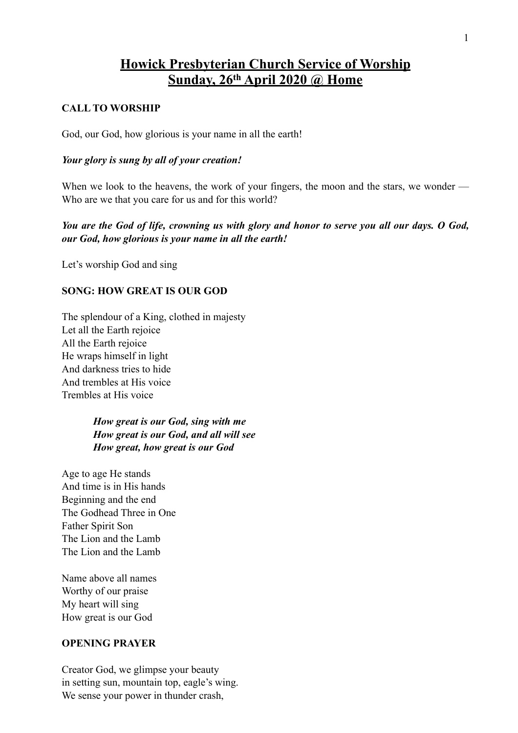# Howick Presbyterian Church Service of Worship
## Sunday, 26th April 2020 @ Home

**CALL TO WORSHIP**

God, our God, how glorious is your name in all the earth!

***Your glory is sung by all of your creation!***

When we look to the heavens, the work of your fingers, the moon and the stars, we wonder — Who are we that you care for us and for this world?

***You are the God of life, crowning us with glory and honor to serve you all our days. O God, our God, how glorious is your name in all the earth!***

Let's worship God and sing

**SONG: HOW GREAT IS OUR GOD**

The splendour of a King, clothed in majesty
Let all the Earth rejoice
All the Earth rejoice
He wraps himself in light
And darkness tries to hide
And trembles at His voice
Trembles at His voice

> ***How great is our God, sing with me***
> ***How great is our God, and all will see***
> ***How great, how great is our God***

Age to age He stands
And time is in His hands
Beginning and the end
The Godhead Three in One
Father Spirit Son
The Lion and the Lamb
The Lion and the Lamb

Name above all names
Worthy of our praise
My heart will sing
How great is our God

**OPENING PRAYER**

Creator God, we glimpse your beauty
in setting sun, mountain top, eagle's wing.
We sense your power in thunder crash,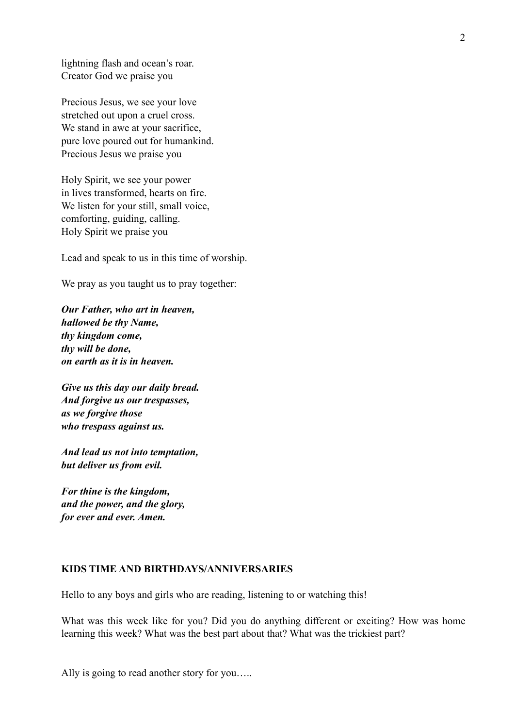lightning flash and ocean's roar.  
Creator God we praise you

Precious Jesus, we see your love  
stretched out upon a cruel cross.  
We stand in awe at your sacrifice,  
pure love poured out for humankind.  
Precious Jesus we praise you

Holy Spirit, we see your power  
in lives transformed, hearts on fire.  
We listen for your still, small voice,  
comforting, guiding, calling.  
Holy Spirit we praise you

Lead and speak to us in this time of worship.

We pray as you taught us to pray together:

***Our Father, who art in heaven,***  
***hallowed be thy Name,***  
***thy kingdom come,***  
***thy will be done,***  
***on earth as it is in heaven.***

***Give us this day our daily bread.***  
***And forgive us our trespasses,***  
***as we forgive those***  
***who trespass against us.***

***And lead us not into temptation,***  
***but deliver us from evil.***

***For thine is the kingdom,***  
***and the power, and the glory,***  
***for ever and ever. Amen.***

**KIDS TIME AND BIRTHDAYS/ANNIVERSARIES**

Hello to any boys and girls who are reading, listening to or watching this!

What was this week like for you? Did you do anything different or exciting? How was home learning this week? What was the best part about that? What was the trickiest part?

Ally is going to read another story for you…..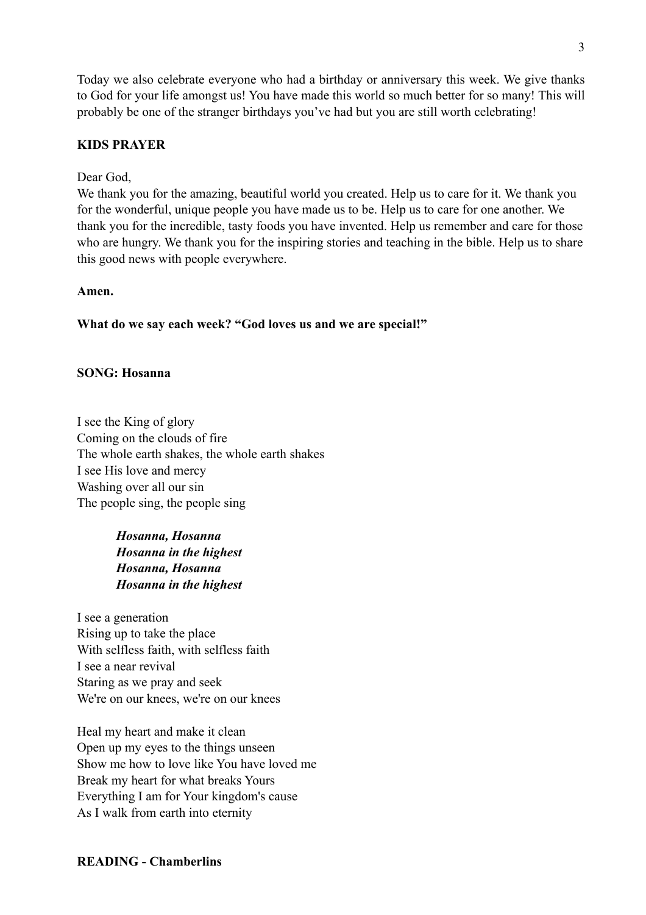Today we also celebrate everyone who had a birthday or anniversary this week. We give thanks to God for your life amongst us! You have made this world so much better for so many! This will probably be one of the stranger birthdays you've had but you are still worth celebrating!

**KIDS PRAYER**

Dear God,
We thank you for the amazing, beautiful world you created. Help us to care for it. We thank you for the wonderful, unique people you have made us to be. Help us to care for one another. We thank you for the incredible, tasty foods you have invented. Help us remember and care for those who are hungry. We thank you for the inspiring stories and teaching in the bible. Help us to share this good news with people everywhere.

**Amen.**

**What do we say each week? "God loves us and we are special!"**

**SONG: Hosanna**

I see the King of glory
Coming on the clouds of fire
The whole earth shakes, the whole earth shakes
I see His love and mercy
Washing over all our sin
The people sing, the people sing

> ***Hosanna, Hosanna***
> ***Hosanna in the highest***
> ***Hosanna, Hosanna***
> ***Hosanna in the highest***

I see a generation
Rising up to take the place
With selfless faith, with selfless faith
I see a near revival
Staring as we pray and seek
We're on our knees, we're on our knees

Heal my heart and make it clean
Open up my eyes to the things unseen
Show me how to love like You have loved me
Break my heart for what breaks Yours
Everything I am for Your kingdom's cause
As I walk from earth into eternity

**READING - Chamberlins**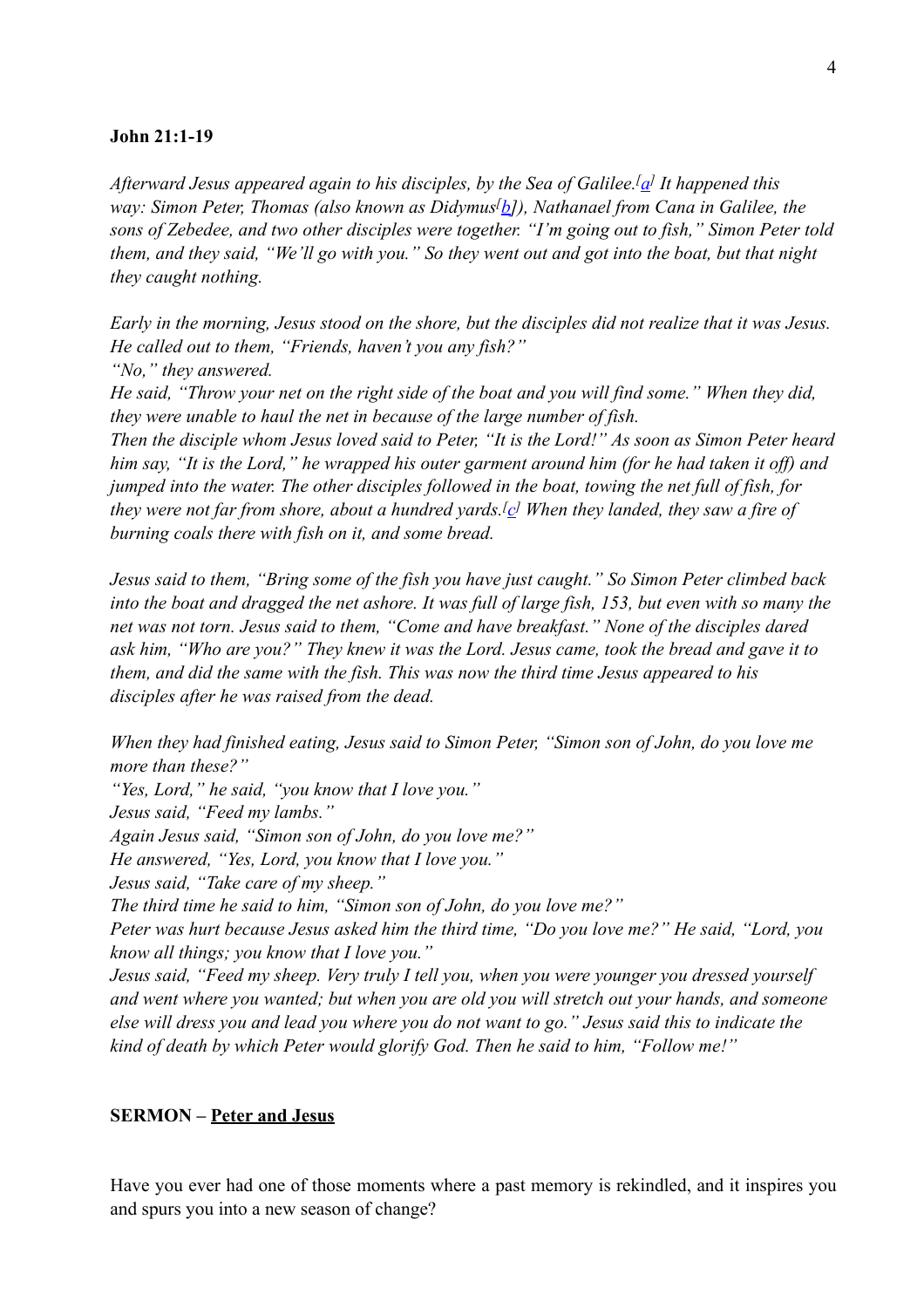**John 21:1-19**

*Afterward Jesus appeared again to his disciples, by the Sea of Galilee.[a] It happened this way: Simon Peter, Thomas (also known as Didymus[b]), Nathanael from Cana in Galilee, the sons of Zebedee, and two other disciples were together. "I'm going out to fish," Simon Peter told them, and they said, "We'll go with you." So they went out and got into the boat, but that night they caught nothing.*

*Early in the morning, Jesus stood on the shore, but the disciples did not realize that it was Jesus. He called out to them, "Friends, haven't you any fish?"*
*"No," they answered.*
*He said, "Throw your net on the right side of the boat and you will find some." When they did, they were unable to haul the net in because of the large number of fish.*
*Then the disciple whom Jesus loved said to Peter, "It is the Lord!" As soon as Simon Peter heard him say, "It is the Lord," he wrapped his outer garment around him (for he had taken it off) and jumped into the water. The other disciples followed in the boat, towing the net full of fish, for they were not far from shore, about a hundred yards.[c] When they landed, they saw a fire of burning coals there with fish on it, and some bread.*

*Jesus said to them, "Bring some of the fish you have just caught." So Simon Peter climbed back into the boat and dragged the net ashore. It was full of large fish, 153, but even with so many the net was not torn. Jesus said to them, "Come and have breakfast." None of the disciples dared ask him, "Who are you?" They knew it was the Lord. Jesus came, took the bread and gave it to them, and did the same with the fish. This was now the third time Jesus appeared to his disciples after he was raised from the dead.*

*When they had finished eating, Jesus said to Simon Peter, "Simon son of John, do you love me more than these?"*
*"Yes, Lord," he said, "you know that I love you."*
*Jesus said, "Feed my lambs."*
*Again Jesus said, "Simon son of John, do you love me?"*
*He answered, "Yes, Lord, you know that I love you."*
*Jesus said, "Take care of my sheep."*
*The third time he said to him, "Simon son of John, do you love me?"*
*Peter was hurt because Jesus asked him the third time, "Do you love me?" He said, "Lord, you know all things; you know that I love you."*
*Jesus said, "Feed my sheep. Very truly I tell you, when you were younger you dressed yourself and went where you wanted; but when you are old you will stretch out your hands, and someone else will dress you and lead you where you do not want to go." Jesus said this to indicate the kind of death by which Peter would glorify God. Then he said to him, "Follow me!"*

**SERMON – Peter and Jesus**

Have you ever had one of those moments where a past memory is rekindled, and it inspires you and spurs you into a new season of change?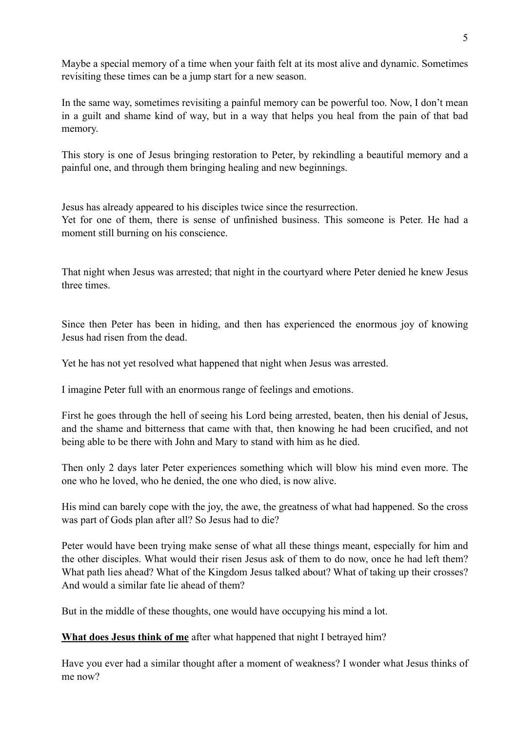Maybe a special memory of a time when your faith felt at its most alive and dynamic. Sometimes revisiting these times can be a jump start for a new season.

In the same way, sometimes revisiting a painful memory can be powerful too. Now, I don't mean in a guilt and shame kind of way, but in a way that helps you heal from the pain of that bad memory.

This story is one of Jesus bringing restoration to Peter, by rekindling a beautiful memory and a painful one, and through them bringing healing and new beginnings.

Jesus has already appeared to his disciples twice since the resurrection.
Yet for one of them, there is sense of unfinished business. This someone is Peter. He had a moment still burning on his conscience.

That night when Jesus was arrested; that night in the courtyard where Peter denied he knew Jesus three times.

Since then Peter has been in hiding, and then has experienced the enormous joy of knowing Jesus had risen from the dead.

Yet he has not yet resolved what happened that night when Jesus was arrested.

I imagine Peter full with an enormous range of feelings and emotions.

First he goes through the hell of seeing his Lord being arrested, beaten, then his denial of Jesus, and the shame and bitterness that came with that, then knowing he had been crucified, and not being able to be there with John and Mary to stand with him as he died.

Then only 2 days later Peter experiences something which will blow his mind even more. The one who he loved, who he denied, the one who died, is now alive.

His mind can barely cope with the joy, the awe, the greatness of what had happened. So the cross was part of Gods plan after all? So Jesus had to die?

Peter would have been trying make sense of what all these things meant, especially for him and the other disciples. What would their risen Jesus ask of them to do now, once he had left them? What path lies ahead? What of the Kingdom Jesus talked about? What of taking up their crosses? And would a similar fate lie ahead of them?

But in the middle of these thoughts, one would have occupying his mind a lot.

<u>**What does Jesus think of me**</u> after what happened that night I betrayed him?

Have you ever had a similar thought after a moment of weakness? I wonder what Jesus thinks of me now?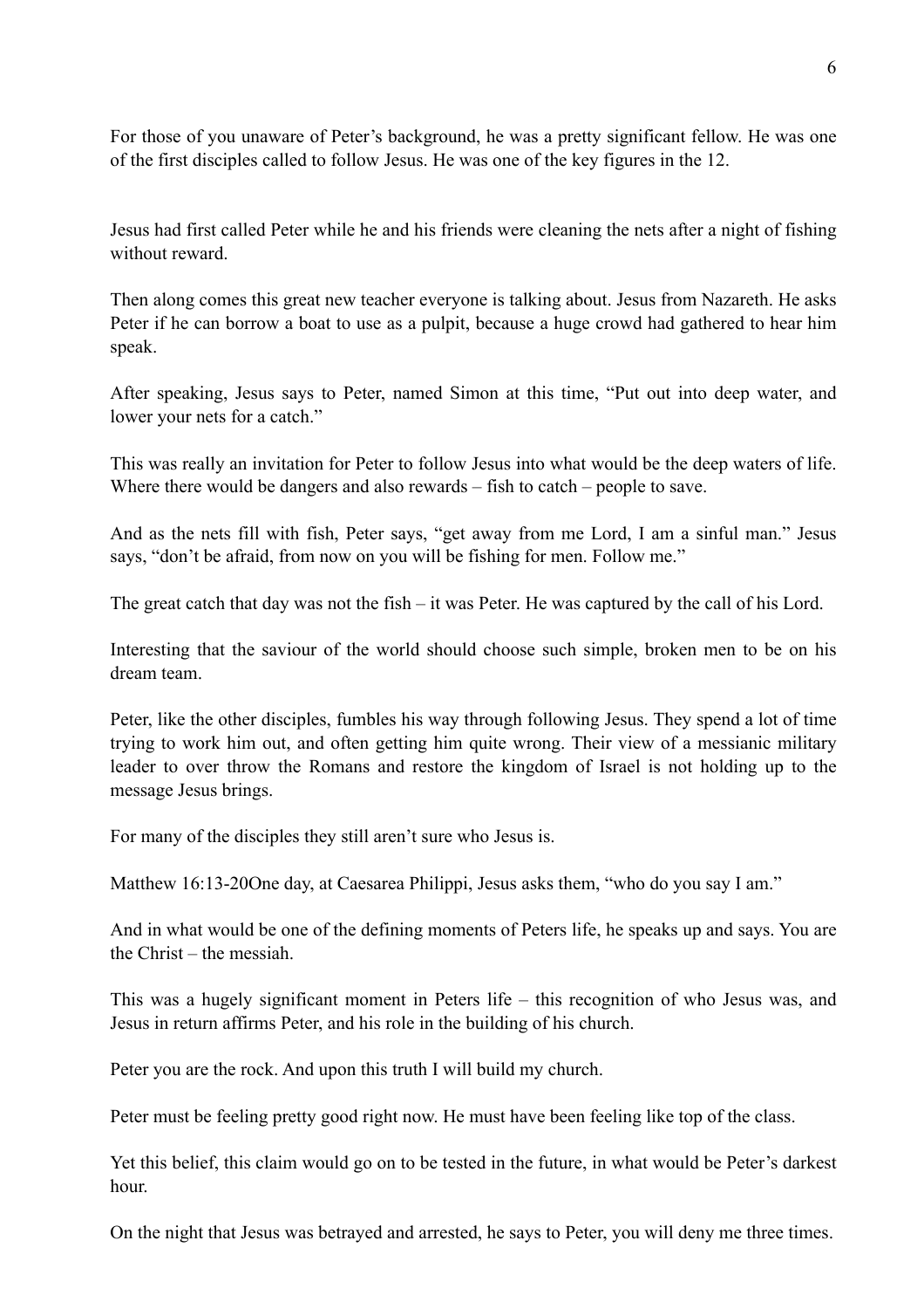For those of you unaware of Peter’s background, he was a pretty significant fellow. He was one of the first disciples called to follow Jesus. He was one of the key figures in the 12.

Jesus had first called Peter while he and his friends were cleaning the nets after a night of fishing without reward.

Then along comes this great new teacher everyone is talking about. Jesus from Nazareth. He asks Peter if he can borrow a boat to use as a pulpit, because a huge crowd had gathered to hear him speak.

After speaking, Jesus says to Peter, named Simon at this time, “Put out into deep water, and lower your nets for a catch.”

This was really an invitation for Peter to follow Jesus into what would be the deep waters of life. Where there would be dangers and also rewards – fish to catch – people to save.

And as the nets fill with fish, Peter says, “get away from me Lord, I am a sinful man.” Jesus says, “don’t be afraid, from now on you will be fishing for men. Follow me.”

The great catch that day was not the fish – it was Peter. He was captured by the call of his Lord.

Interesting that the saviour of the world should choose such simple, broken men to be on his dream team.

Peter, like the other disciples, fumbles his way through following Jesus. They spend a lot of time trying to work him out, and often getting him quite wrong. Their view of a messianic military leader to over throw the Romans and restore the kingdom of Israel is not holding up to the message Jesus brings.

For many of the disciples they still aren’t sure who Jesus is.

Matthew 16:13-20One day, at Caesarea Philippi, Jesus asks them, “who do you say I am.”

And in what would be one of the defining moments of Peters life, he speaks up and says. You are the Christ – the messiah.

This was a hugely significant moment in Peters life – this recognition of who Jesus was, and Jesus in return affirms Peter, and his role in the building of his church.

Peter you are the rock. And upon this truth I will build my church.

Peter must be feeling pretty good right now. He must have been feeling like top of the class.

Yet this belief, this claim would go on to be tested in the future, in what would be Peter’s darkest hour.

On the night that Jesus was betrayed and arrested, he says to Peter, you will deny me three times.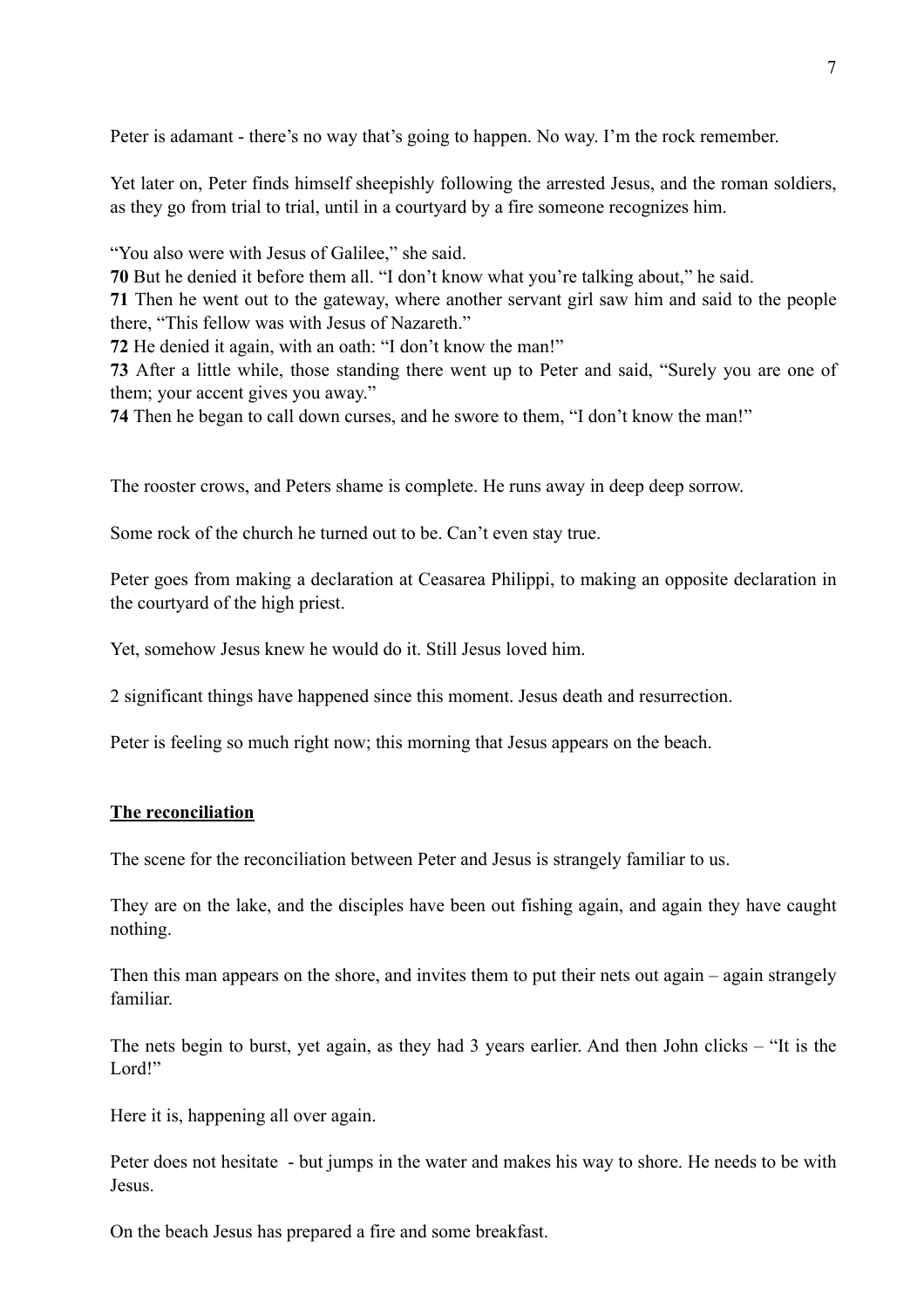Peter is adamant - there's no way that's going to happen. No way. I'm the rock remember.

Yet later on, Peter finds himself sheepishly following the arrested Jesus, and the roman soldiers, as they go from trial to trial, until in a courtyard by a fire someone recognizes him.

"You also were with Jesus of Galilee," she said.
**70** But he denied it before them all. "I don't know what you're talking about," he said.
**71** Then he went out to the gateway, where another servant girl saw him and said to the people there, "This fellow was with Jesus of Nazareth."
**72** He denied it again, with an oath: "I don't know the man!"
**73** After a little while, those standing there went up to Peter and said, "Surely you are one of them; your accent gives you away."
**74** Then he began to call down curses, and he swore to them, "I don't know the man!"

The rooster crows, and Peters shame is complete. He runs away in deep deep sorrow.

Some rock of the church he turned out to be. Can't even stay true.

Peter goes from making a declaration at Ceasarea Philippi, to making an opposite declaration in the courtyard of the high priest.

Yet, somehow Jesus knew he would do it. Still Jesus loved him.

2 significant things have happened since this moment. Jesus death and resurrection.

Peter is feeling so much right now; this morning that Jesus appears on the beach.

**<u>The reconciliation</u>**

The scene for the reconciliation between Peter and Jesus is strangely familiar to us.

They are on the lake, and the disciples have been out fishing again, and again they have caught nothing.

Then this man appears on the shore, and invites them to put their nets out again – again strangely familiar.

The nets begin to burst, yet again, as they had 3 years earlier. And then John clicks – "It is the Lord!"

Here it is, happening all over again.

Peter does not hesitate - but jumps in the water and makes his way to shore. He needs to be with Jesus.

On the beach Jesus has prepared a fire and some breakfast.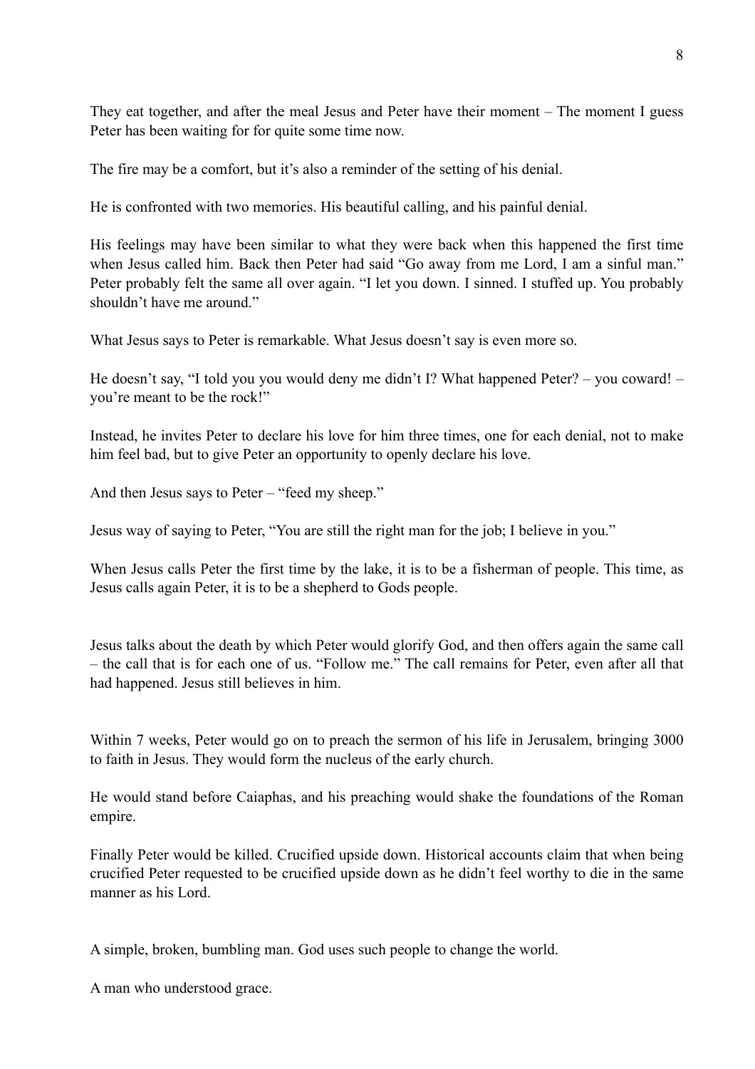They eat together, and after the meal Jesus and Peter have their moment – The moment I guess Peter has been waiting for for quite some time now.

The fire may be a comfort, but it's also a reminder of the setting of his denial.

He is confronted with two memories. His beautiful calling, and his painful denial.

His feelings may have been similar to what they were back when this happened the first time when Jesus called him. Back then Peter had said "Go away from me Lord, I am a sinful man." Peter probably felt the same all over again. "I let you down. I sinned. I stuffed up. You probably shouldn't have me around."

What Jesus says to Peter is remarkable. What Jesus doesn't say is even more so.

He doesn't say, "I told you you would deny me didn't I? What happened Peter? – you coward! – you're meant to be the rock!"

Instead, he invites Peter to declare his love for him three times, one for each denial, not to make him feel bad, but to give Peter an opportunity to openly declare his love.

And then Jesus says to Peter – "feed my sheep."

Jesus way of saying to Peter, "You are still the right man for the job; I believe in you."

When Jesus calls Peter the first time by the lake, it is to be a fisherman of people. This time, as Jesus calls again Peter, it is to be a shepherd to Gods people.

Jesus talks about the death by which Peter would glorify God, and then offers again the same call – the call that is for each one of us. "Follow me." The call remains for Peter, even after all that had happened. Jesus still believes in him.

Within 7 weeks, Peter would go on to preach the sermon of his life in Jerusalem, bringing 3000 to faith in Jesus. They would form the nucleus of the early church.

He would stand before Caiaphas, and his preaching would shake the foundations of the Roman empire.

Finally Peter would be killed. Crucified upside down. Historical accounts claim that when being crucified Peter requested to be crucified upside down as he didn't feel worthy to die in the same manner as his Lord.

A simple, broken, bumbling man. God uses such people to change the world.

A man who understood grace.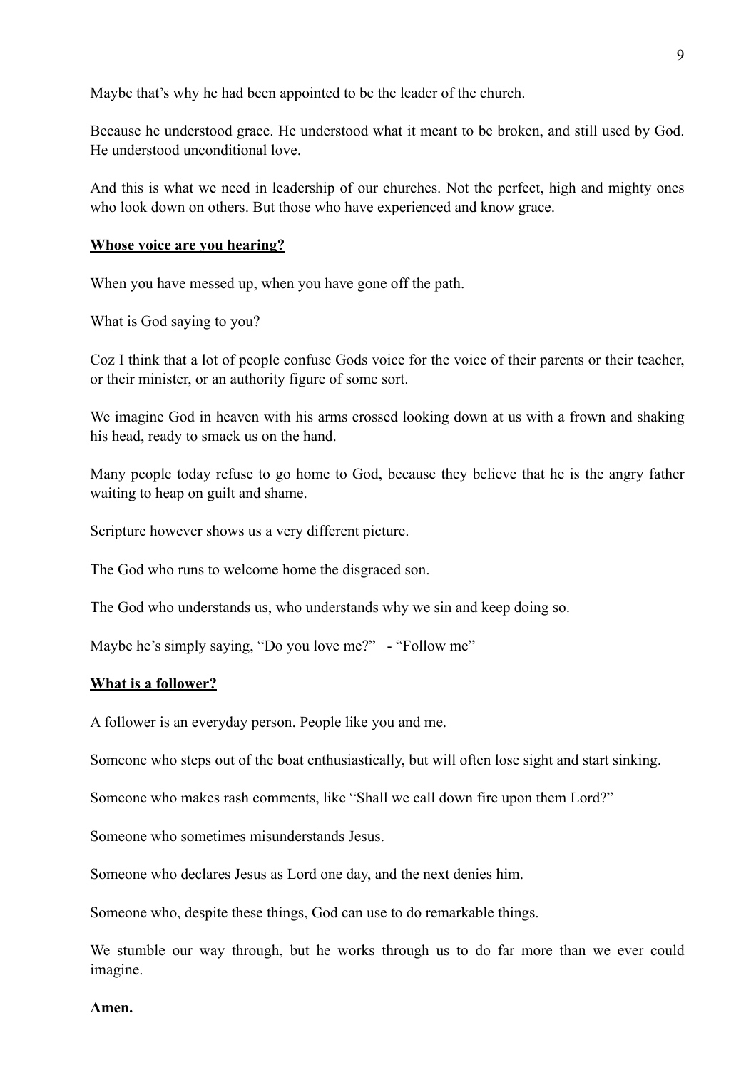Maybe that's why he had been appointed to be the leader of the church.

Because he understood grace. He understood what it meant to be broken, and still used by God. He understood unconditional love.

And this is what we need in leadership of our churches. Not the perfect, high and mighty ones who look down on others. But those who have experienced and know grace.

**<u>Whose voice are you hearing?</u>**

When you have messed up, when you have gone off the path.

What is God saying to you?

Coz I think that a lot of people confuse Gods voice for the voice of their parents or their teacher, or their minister, or an authority figure of some sort.

We imagine God in heaven with his arms crossed looking down at us with a frown and shaking his head, ready to smack us on the hand.

Many people today refuse to go home to God, because they believe that he is the angry father waiting to heap on guilt and shame.

Scripture however shows us a very different picture.

The God who runs to welcome home the disgraced son.

The God who understands us, who understands why we sin and keep doing so.

Maybe he's simply saying, "Do you love me?" - "Follow me"

**<u>What is a follower?</u>**

A follower is an everyday person. People like you and me.

Someone who steps out of the boat enthusiastically, but will often lose sight and start sinking.

Someone who makes rash comments, like "Shall we call down fire upon them Lord?"

Someone who sometimes misunderstands Jesus.

Someone who declares Jesus as Lord one day, and the next denies him.

Someone who, despite these things, God can use to do remarkable things.

We stumble our way through, but he works through us to do far more than we ever could imagine.

**Amen.**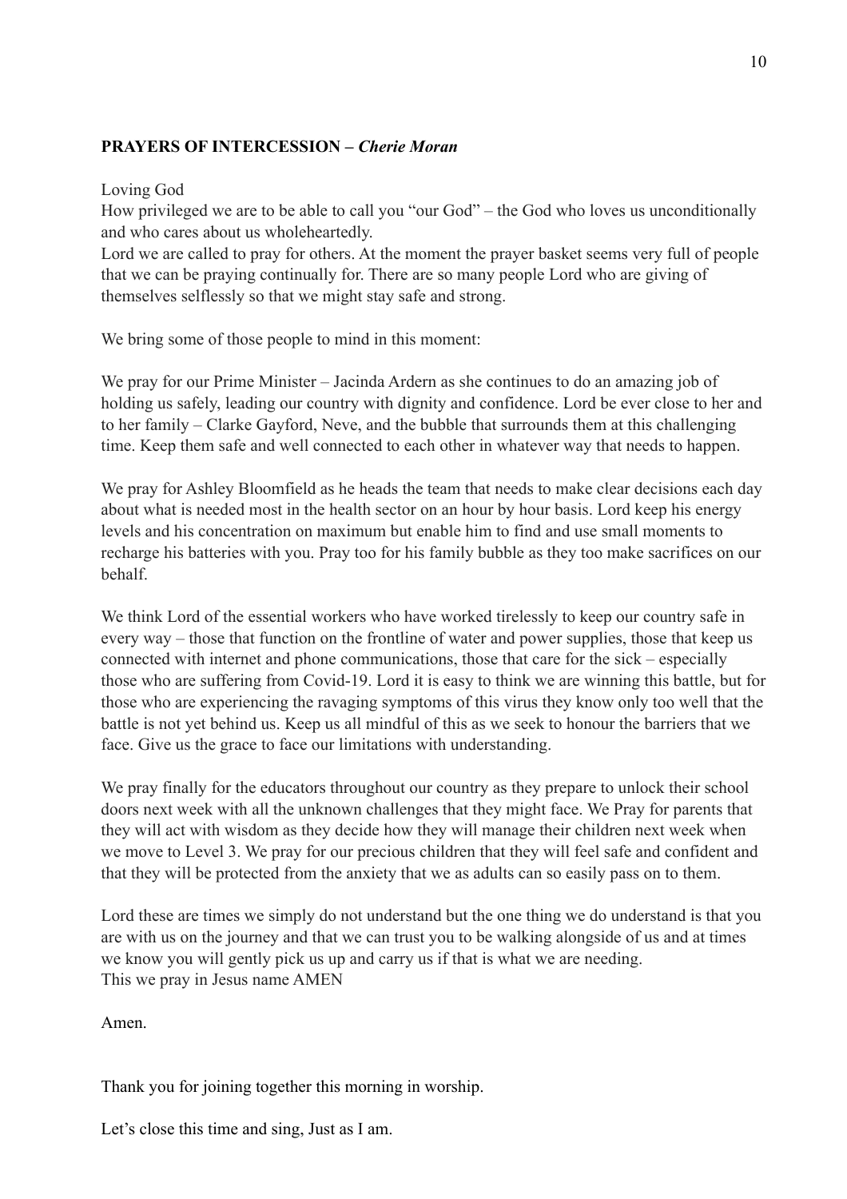**PRAYERS OF INTERCESSION –** ***Cherie Moran***

Loving God
How privileged we are to be able to call you "our God" – the God who loves us unconditionally and who cares about us wholeheartedly.
Lord we are called to pray for others. At the moment the prayer basket seems very full of people that we can be praying continually for. There are so many people Lord who are giving of themselves selflessly so that we might stay safe and strong.

We bring some of those people to mind in this moment:

We pray for our Prime Minister – Jacinda Ardern as she continues to do an amazing job of holding us safely, leading our country with dignity and confidence. Lord be ever close to her and to her family – Clarke Gayford, Neve, and the bubble that surrounds them at this challenging time. Keep them safe and well connected to each other in whatever way that needs to happen.

We pray for Ashley Bloomfield as he heads the team that needs to make clear decisions each day about what is needed most in the health sector on an hour by hour basis. Lord keep his energy levels and his concentration on maximum but enable him to find and use small moments to recharge his batteries with you. Pray too for his family bubble as they too make sacrifices on our behalf.

We think Lord of the essential workers who have worked tirelessly to keep our country safe in every way – those that function on the frontline of water and power supplies, those that keep us connected with internet and phone communications, those that care for the sick – especially those who are suffering from Covid-19. Lord it is easy to think we are winning this battle, but for those who are experiencing the ravaging symptoms of this virus they know only too well that the battle is not yet behind us. Keep us all mindful of this as we seek to honour the barriers that we face. Give us the grace to face our limitations with understanding.

We pray finally for the educators throughout our country as they prepare to unlock their school doors next week with all the unknown challenges that they might face. We Pray for parents that they will act with wisdom as they decide how they will manage their children next week when we move to Level 3. We pray for our precious children that they will feel safe and confident and that they will be protected from the anxiety that we as adults can so easily pass on to them.

Lord these are times we simply do not understand but the one thing we do understand is that you are with us on the journey and that we can trust you to be walking alongside of us and at times we know you will gently pick us up and carry us if that is what we are needing.
This we pray in Jesus name AMEN

Amen.

Thank you for joining together this morning in worship.

Let's close this time and sing, Just as I am.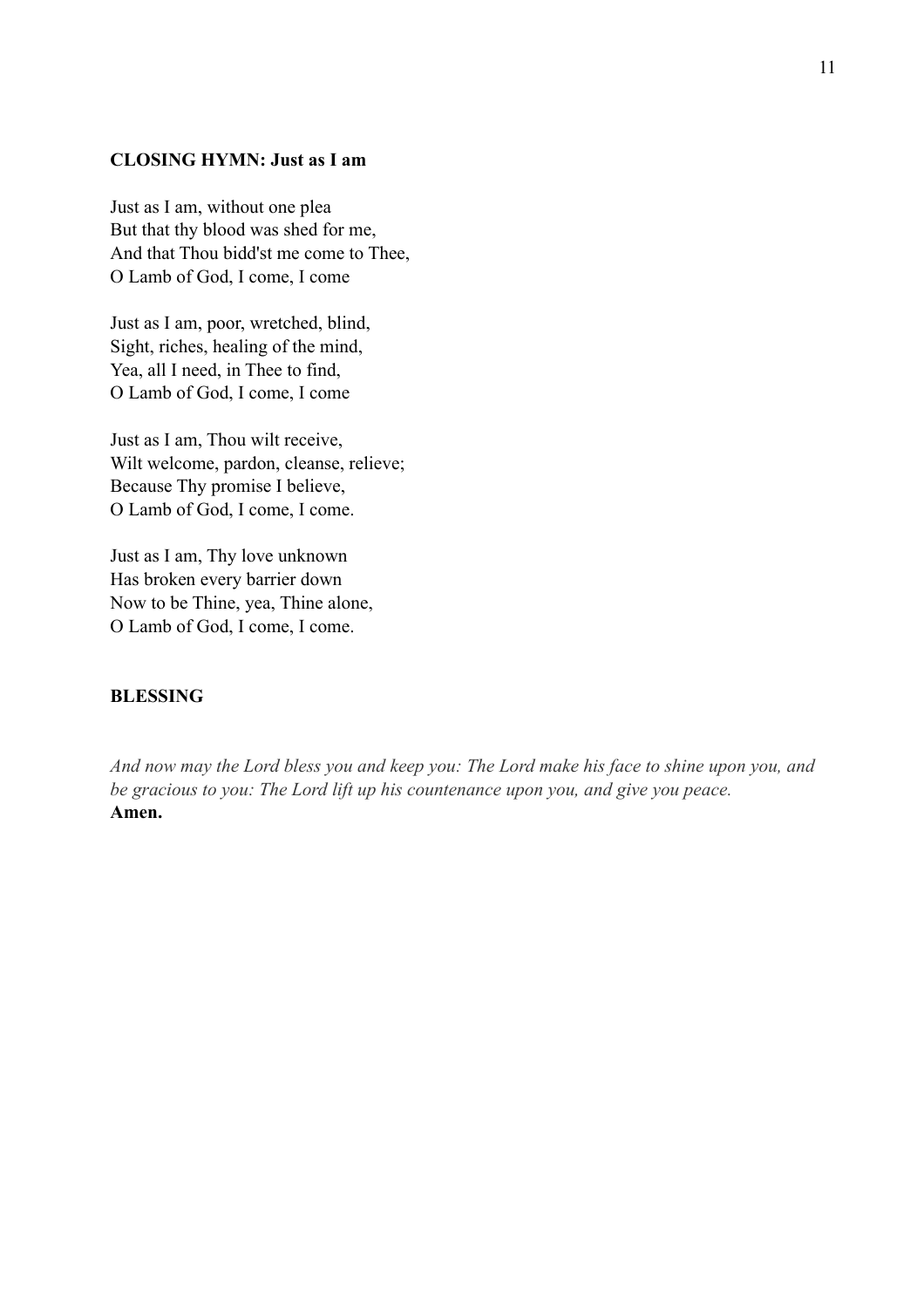**CLOSING HYMN: Just as I am**

Just as I am, without one plea  
But that thy blood was shed for me,  
And that Thou bidd'st me come to Thee,  
O Lamb of God, I come, I come

Just as I am, poor, wretched, blind,  
Sight, riches, healing of the mind,  
Yea, all I need, in Thee to find,  
O Lamb of God, I come, I come

Just as I am, Thou wilt receive,  
Wilt welcome, pardon, cleanse, relieve;  
Because Thy promise I believe,  
O Lamb of God, I come, I come.

Just as I am, Thy love unknown  
Has broken every barrier down  
Now to be Thine, yea, Thine alone,  
O Lamb of God, I come, I come.

**BLESSING**

*And now may the Lord bless you and keep you: The Lord make his face to shine upon you, and be gracious to you: The Lord lift up his countenance upon you, and give you peace.*  
**Amen.**